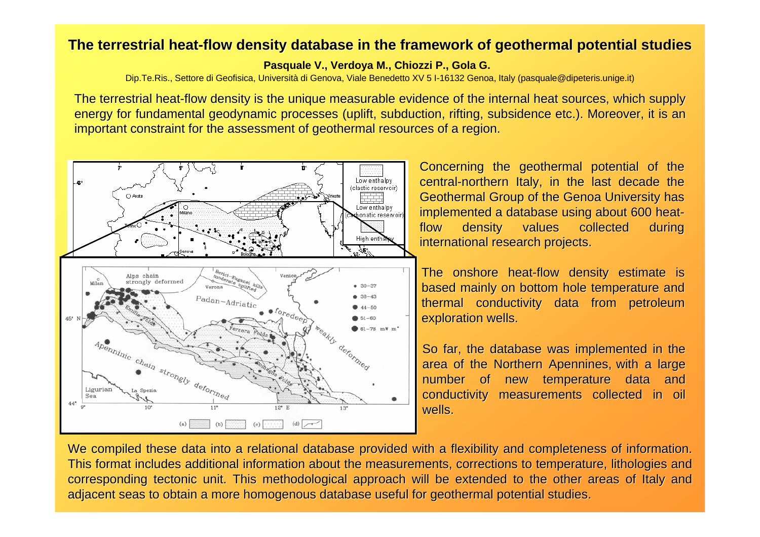# The terrestrial heat-flow density database in the framework of geothermal potential studies

**Pasquale V., Verdoya M., Chiozzi P., Gola G.**

Dip.Te.Ris., Settore di Geofisica, Università di Genova, Viale Benedetto XV 5 I-16132 Genoa, Italy (pasquale@dipeteris.unige.it)

The terrestrial heat-flow density is the unique measurable evidence of the internal heat sources, which supply energy for fundamental geodynamic processes (uplift, subduction, rifting, subsidence etc.). Moreover, it is an important constraint for the assessment of geothermal resources of a region.

Concerning the geothermal potential of the central-northern Italy, in the last decade the Geothermal Group of the Genoa University has implemented a database using about 600 heat-flow density values collected during international research projects.

The onshore heat-flow density estimate is based mainly on bottom hole temperature and thermal conductivity data from petroleum exploration wells.

So far, the database was implemented in the area of the Northern Apennines, with a large number of new temperature data and conductivity measurements collected in oil wells.

We compiled these data into a relational database provided with a flexibility and completeness of information. This format includes additional information about the measurements, corrections to temperature, lithologies and corresponding tectonic unit. This methodological approach will be extended to the other areas of Italy and adjacent seas to obtain a more homogenous database useful for geothermal potential studies.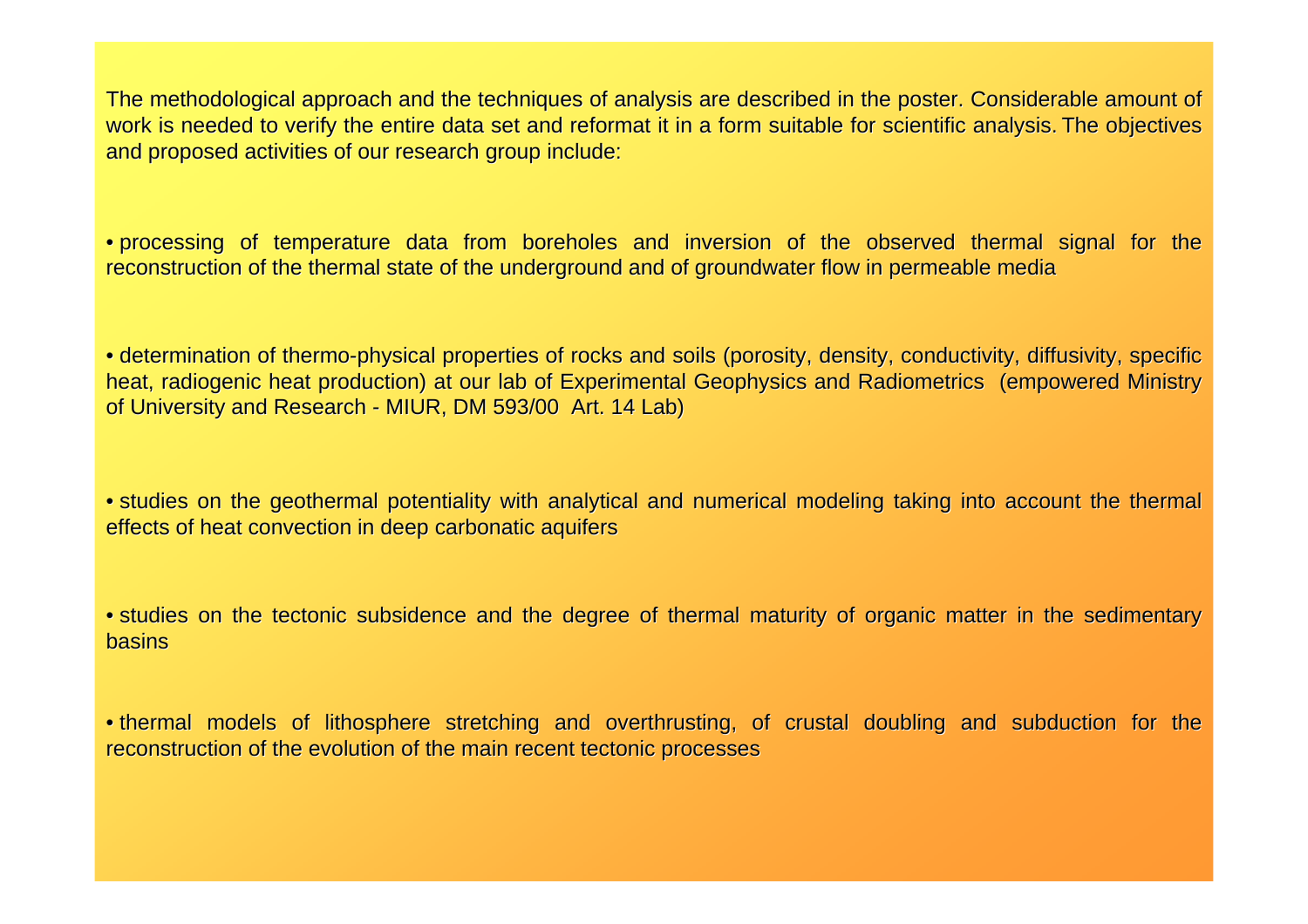The methodological approach and the techniques of analysis are described in the poster. Considerable amount of work is needed to verify the entire data set and reformat it in a form suitable for scientific analysis. The objectives and proposed activities of our research group include:

- processing of temperature data from boreholes and inversion of the observed thermal signal for the reconstruction of the thermal state of the underground and of groundwater flow in permeable media

- determination of thermo-physical properties of rocks and soils (porosity, density, conductivity, diffusivity, specific heat, radiogenic heat production) at our lab of Experimental Geophysics and Radiometrics (empowered Ministry of University and Research - MIUR, DM 593/00 Art. 14 Lab)

- studies on the geothermal potentiality with analytical and numerical modeling taking into account the thermal effects of heat convection in deep carbonatic aquifers

- studies on the tectonic subsidence and the degree of thermal maturity of organic matter in the sedimentary basins

- thermal models of lithosphere stretching and overthrusting, of crustal doubling and subduction for the reconstruction of the evolution of the main recent tectonic processes